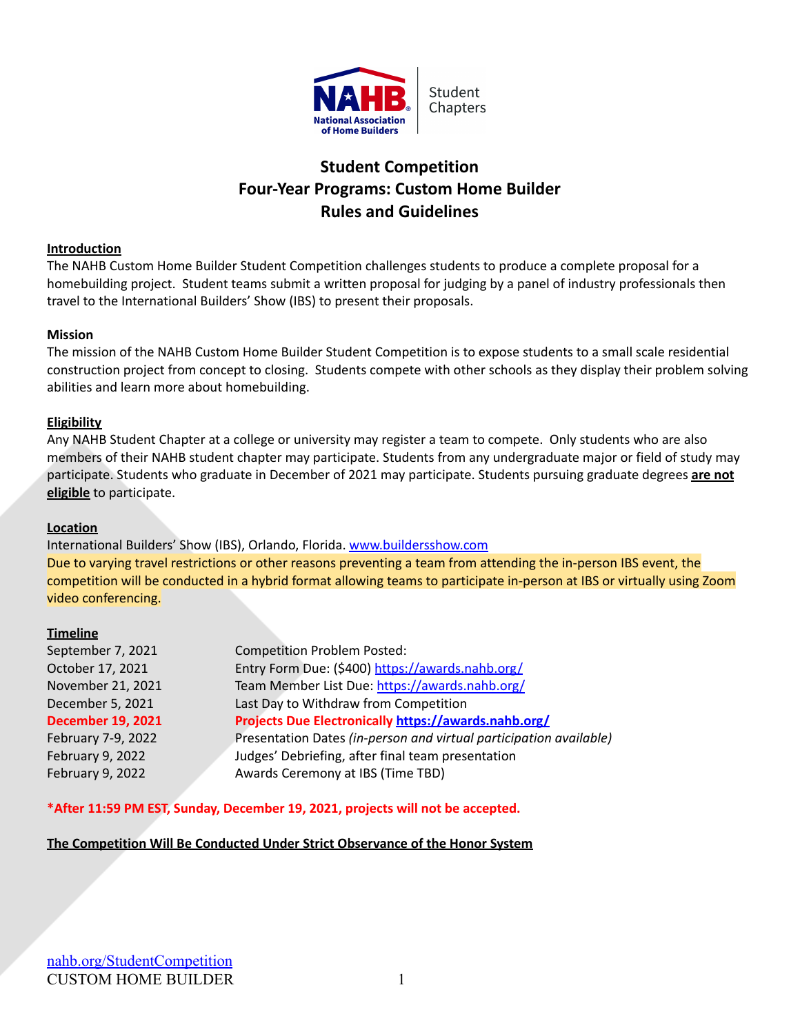# Student Competition
# Four-Year Programs: Custom Home Builder
# Rules and Guidelines

**Introduction**

The NAHB Custom Home Builder Student Competition challenges students to produce a complete proposal for a homebuilding project. Student teams submit a written proposal for judging by a panel of industry professionals then travel to the International Builders' Show (IBS) to present their proposals.

**Mission**

The mission of the NAHB Custom Home Builder Student Competition is to expose students to a small scale residential construction project from concept to closing. Students compete with other schools as they display their problem solving abilities and learn more about homebuilding.

**Eligibility**

Any NAHB Student Chapter at a college or university may register a team to compete. Only students who are also members of their NAHB student chapter may participate. Students from any undergraduate major or field of study may participate. Students who graduate in December of 2021 may participate. Students pursuing graduate degrees **are not eligible** to participate.

**Location**

International Builders' Show (IBS), Orlando, Florida. www.buildersshow.com

Due to varying travel restrictions or other reasons preventing a team from attending the in-person IBS event, the competition will be conducted in a hybrid format allowing teams to participate in-person at IBS or virtually using Zoom video conferencing.

**Timeline**

| | |
|---|---|
| September 7, 2021 | Competition Problem Posted: |
| October 17, 2021 | Entry Form Due: ($400) https://awards.nahb.org/ |
| November 21, 2021 | Team Member List Due: https://awards.nahb.org/ |
| December 5, 2021 | Last Day to Withdraw from Competition |
| **December 19, 2021** | **Projects Due Electronically https://awards.nahb.org/** |
| February 7-9, 2022 | Presentation Dates *(in-person and virtual participation available)* |
| February 9, 2022 | Judges' Debriefing, after final team presentation |
| February 9, 2022 | Awards Ceremony at IBS (Time TBD) |

**\*After 11:59 PM EST, Sunday, December 19, 2021, projects will not be accepted.**

**The Competition Will Be Conducted Under Strict Observance of the Honor System**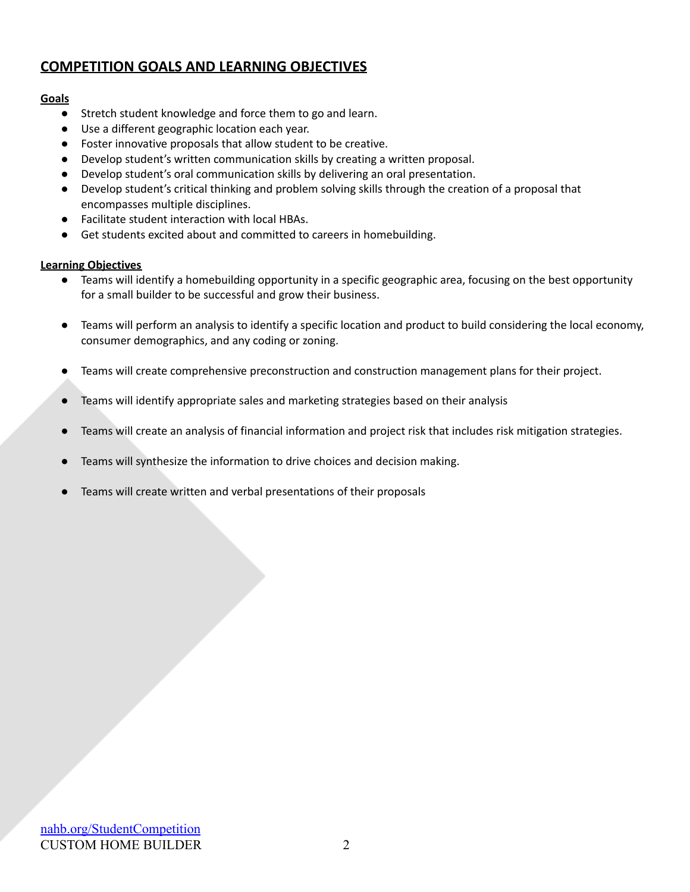## COMPETITION GOALS AND LEARNING OBJECTIVES

### Goals

- Stretch student knowledge and force them to go and learn.
- Use a different geographic location each year.
- Foster innovative proposals that allow student to be creative.
- Develop student's written communication skills by creating a written proposal.
- Develop student's oral communication skills by delivering an oral presentation.
- Develop student's critical thinking and problem solving skills through the creation of a proposal that encompasses multiple disciplines.
- Facilitate student interaction with local HBAs.
- Get students excited about and committed to careers in homebuilding.

### Learning Objectives

- Teams will identify a homebuilding opportunity in a specific geographic area, focusing on the best opportunity for a small builder to be successful and grow their business.
- Teams will perform an analysis to identify a specific location and product to build considering the local economy, consumer demographics, and any coding or zoning.
- Teams will create comprehensive preconstruction and construction management plans for their project.
- Teams will identify appropriate sales and marketing strategies based on their analysis
- Teams will create an analysis of financial information and project risk that includes risk mitigation strategies.
- Teams will synthesize the information to drive choices and decision making.
- Teams will create written and verbal presentations of their proposals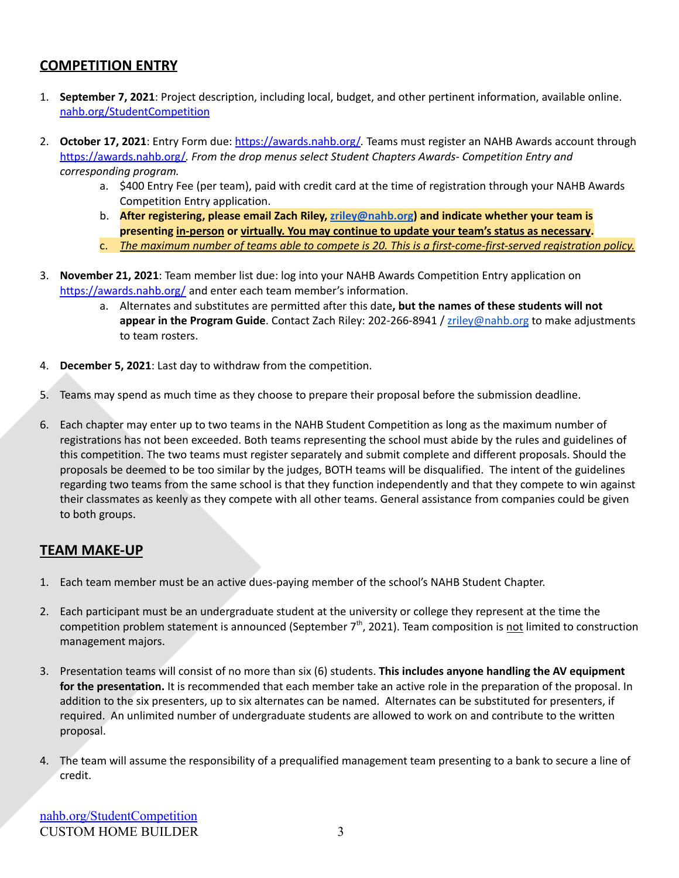## COMPETITION ENTRY

1. **September 7, 2021**: Project description, including local, budget, and other pertinent information, available online. nahb.org/StudentCompetition

2. **October 17, 2021**: Entry Form due: https://awards.nahb.org/. Teams must register an NAHB Awards account through https://awards.nahb.org/. *From the drop menus select Student Chapters Awards- Competition Entry and corresponding program.*
   a. $400 Entry Fee (per team), paid with credit card at the time of registration through your NAHB Awards Competition Entry application.
   b. **After registering, please email Zach Riley, zriley@nahb.org) and indicate whether your team is presenting in-person or virtually. You may continue to update your team's status as necessary.**
   c. *The maximum number of teams able to compete is 20. This is a first-come-first-served registration policy.*

3. **November 21, 2021**: Team member list due: log into your NAHB Awards Competition Entry application on https://awards.nahb.org/ and enter each team member's information.
   a. Alternates and substitutes are permitted after this date**, but the names of these students will not appear in the Program Guide**. Contact Zach Riley: 202-266-8941 / zriley@nahb.org to make adjustments to team rosters.

4. **December 5, 2021**: Last day to withdraw from the competition.

5. Teams may spend as much time as they choose to prepare their proposal before the submission deadline.

6. Each chapter may enter up to two teams in the NAHB Student Competition as long as the maximum number of registrations has not been exceeded. Both teams representing the school must abide by the rules and guidelines of this competition. The two teams must register separately and submit complete and different proposals. Should the proposals be deemed to be too similar by the judges, BOTH teams will be disqualified. The intent of the guidelines regarding two teams from the same school is that they function independently and that they compete to win against their classmates as keenly as they compete with all other teams. General assistance from companies could be given to both groups.

## TEAM MAKE-UP

1. Each team member must be an active dues-paying member of the school's NAHB Student Chapter.

2. Each participant must be an undergraduate student at the university or college they represent at the time the competition problem statement is announced (September 7th, 2021). Team composition is not limited to construction management majors.

3. Presentation teams will consist of no more than six (6) students. **This includes anyone handling the AV equipment for the presentation.** It is recommended that each member take an active role in the preparation of the proposal. In addition to the six presenters, up to six alternates can be named. Alternates can be substituted for presenters, if required. An unlimited number of undergraduate students are allowed to work on and contribute to the written proposal.

4. The team will assume the responsibility of a prequalified management team presenting to a bank to secure a line of credit.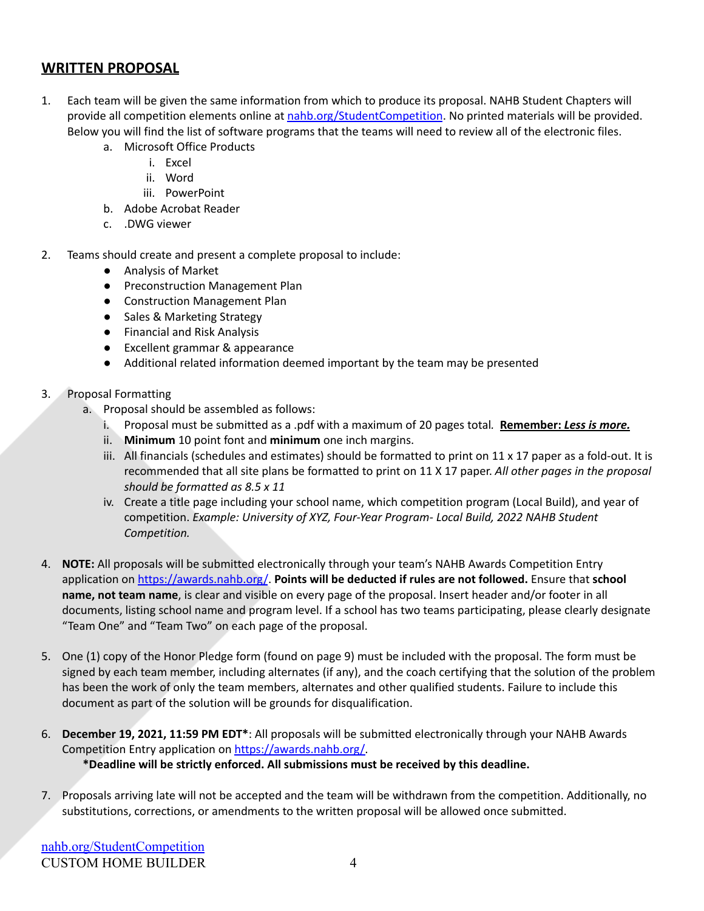## WRITTEN PROPOSAL

1. Each team will be given the same information from which to produce its proposal. NAHB Student Chapters will provide all competition elements online at [nahb.org/StudentCompetition](nahb.org/StudentCompetition). No printed materials will be provided. Below you will find the list of software programs that the teams will need to review all of the electronic files.
    a. Microsoft Office Products
        i. Excel
        ii. Word
        iii. PowerPoint
    b. Adobe Acrobat Reader
    c. .DWG viewer

2. Teams should create and present a complete proposal to include:
    - Analysis of Market
    - Preconstruction Management Plan
    - Construction Management Plan
    - Sales & Marketing Strategy
    - Financial and Risk Analysis
    - Excellent grammar & appearance
    - Additional related information deemed important by the team may be presented

3. Proposal Formatting
    a. Proposal should be assembled as follows:
        i. Proposal must be submitted as a .pdf with a maximum of 20 pages total. **Remember: *Less is more.***
        ii. **Minimum** 10 point font and **minimum** one inch margins.
        iii. All financials (schedules and estimates) should be formatted to print on 11 x 17 paper as a fold-out. It is recommended that all site plans be formatted to print on 11 X 17 paper. *All other pages in the proposal should be formatted as 8.5 x 11*
        iv. Create a title page including your school name, which competition program (Local Build), and year of competition. *Example: University of XYZ, Four-Year Program- Local Build, 2022 NAHB Student Competition.*

4. **NOTE:** All proposals will be submitted electronically through your team's NAHB Awards Competition Entry application on [https://awards.nahb.org/](https://awards.nahb.org/). **Points will be deducted if rules are not followed.** Ensure that **school name, not team name**, is clear and visible on every page of the proposal. Insert header and/or footer in all documents, listing school name and program level. If a school has two teams participating, please clearly designate "Team One" and "Team Two" on each page of the proposal.

5. One (1) copy of the Honor Pledge form (found on page 9) must be included with the proposal. The form must be signed by each team member, including alternates (if any), and the coach certifying that the solution of the problem has been the work of only the team members, alternates and other qualified students. Failure to include this document as part of the solution will be grounds for disqualification.

6. **December 19, 2021, 11:59 PM EDT***: All proposals will be submitted electronically through your NAHB Awards Competition Entry application on [https://awards.nahb.org/](https://awards.nahb.org/).
    ***Deadline will be strictly enforced. All submissions must be received by this deadline.**

7. Proposals arriving late will not be accepted and the team will be withdrawn from the competition. Additionally, no substitutions, corrections, or amendments to the written proposal will be allowed once submitted.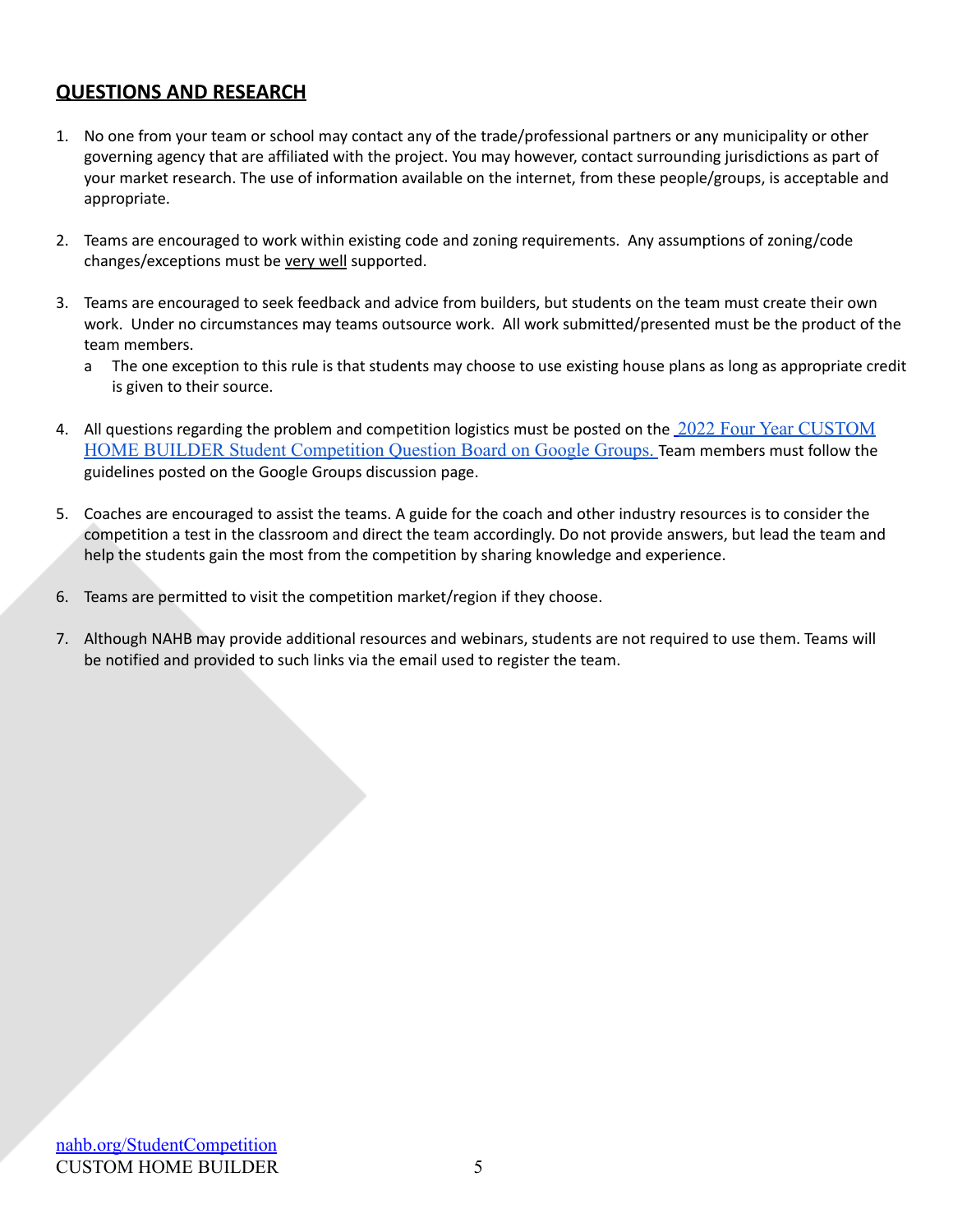## **QUESTIONS AND RESEARCH**

1. No one from your team or school may contact any of the trade/professional partners or any municipality or other governing agency that are affiliated with the project. You may however, contact surrounding jurisdictions as part of your market research. The use of information available on the internet, from these people/groups, is acceptable and appropriate.

2. Teams are encouraged to work within existing code and zoning requirements. Any assumptions of zoning/code changes/exceptions must be very well supported.

3. Teams are encouraged to seek feedback and advice from builders, but students on the team must create their own work. Under no circumstances may teams outsource work. All work submitted/presented must be the product of the team members.
   a. The one exception to this rule is that students may choose to use existing house plans as long as appropriate credit is given to their source.

4. All questions regarding the problem and competition logistics must be posted on the 2022 Four Year CUSTOM HOME BUILDER Student Competition Question Board on Google Groups. Team members must follow the guidelines posted on the Google Groups discussion page.

5. Coaches are encouraged to assist the teams. A guide for the coach and other industry resources is to consider the competition a test in the classroom and direct the team accordingly. Do not provide answers, but lead the team and help the students gain the most from the competition by sharing knowledge and experience.

6. Teams are permitted to visit the competition market/region if they choose.

7. Although NAHB may provide additional resources and webinars, students are not required to use them. Teams will be notified and provided to such links via the email used to register the team.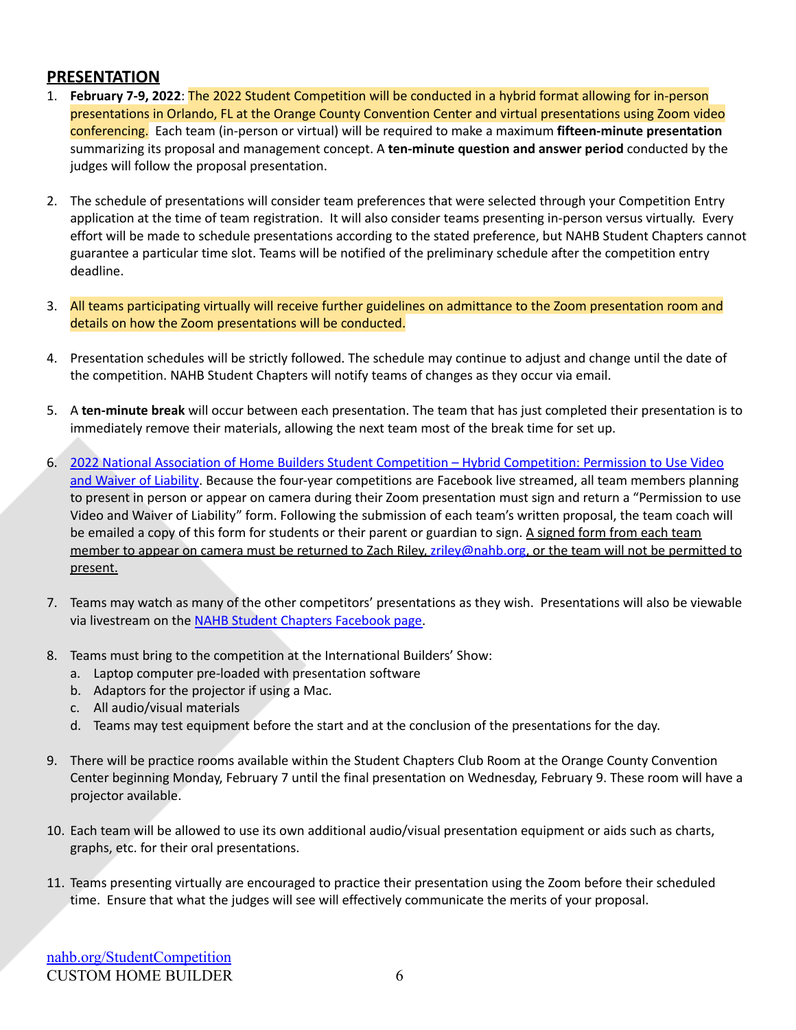## PRESENTATION

1. **February 7-9, 2022**: The 2022 Student Competition will be conducted in a hybrid format allowing for in-person presentations in Orlando, FL at the Orange County Convention Center and virtual presentations using Zoom video conferencing. Each team (in-person or virtual) will be required to make a maximum **fifteen-minute presentation** summarizing its proposal and management concept. A **ten-minute question and answer period** conducted by the judges will follow the proposal presentation.

2. The schedule of presentations will consider team preferences that were selected through your Competition Entry application at the time of team registration. It will also consider teams presenting in-person versus virtually. Every effort will be made to schedule presentations according to the stated preference, but NAHB Student Chapters cannot guarantee a particular time slot. Teams will be notified of the preliminary schedule after the competition entry deadline.

3. All teams participating virtually will receive further guidelines on admittance to the Zoom presentation room and details on how the Zoom presentations will be conducted.

4. Presentation schedules will be strictly followed. The schedule may continue to adjust and change until the date of the competition. NAHB Student Chapters will notify teams of changes as they occur via email.

5. A **ten-minute break** will occur between each presentation. The team that has just completed their presentation is to immediately remove their materials, allowing the next team most of the break time for set up.

6. 2022 National Association of Home Builders Student Competition – Hybrid Competition: Permission to Use Video and Waiver of Liability. Because the four-year competitions are Facebook live streamed, all team members planning to present in person or appear on camera during their Zoom presentation must sign and return a "Permission to use Video and Waiver of Liability" form. Following the submission of each team's written proposal, the team coach will be emailed a copy of this form for students or their parent or guardian to sign. A signed form from each team member to appear on camera must be returned to Zach Riley, zriley@nahb.org, or the team will not be permitted to present.

7. Teams may watch as many of the other competitors' presentations as they wish. Presentations will also be viewable via livestream on the NAHB Student Chapters Facebook page.

8. Teams must bring to the competition at the International Builders' Show:
   a. Laptop computer pre-loaded with presentation software
   b. Adaptors for the projector if using a Mac.
   c. All audio/visual materials
   d. Teams may test equipment before the start and at the conclusion of the presentations for the day.

9. There will be practice rooms available within the Student Chapters Club Room at the Orange County Convention Center beginning Monday, February 7 until the final presentation on Wednesday, February 9. These room will have a projector available.

10. Each team will be allowed to use its own additional audio/visual presentation equipment or aids such as charts, graphs, etc. for their oral presentations.

11. Teams presenting virtually are encouraged to practice their presentation using the Zoom before their scheduled time. Ensure that what the judges will see will effectively communicate the merits of your proposal.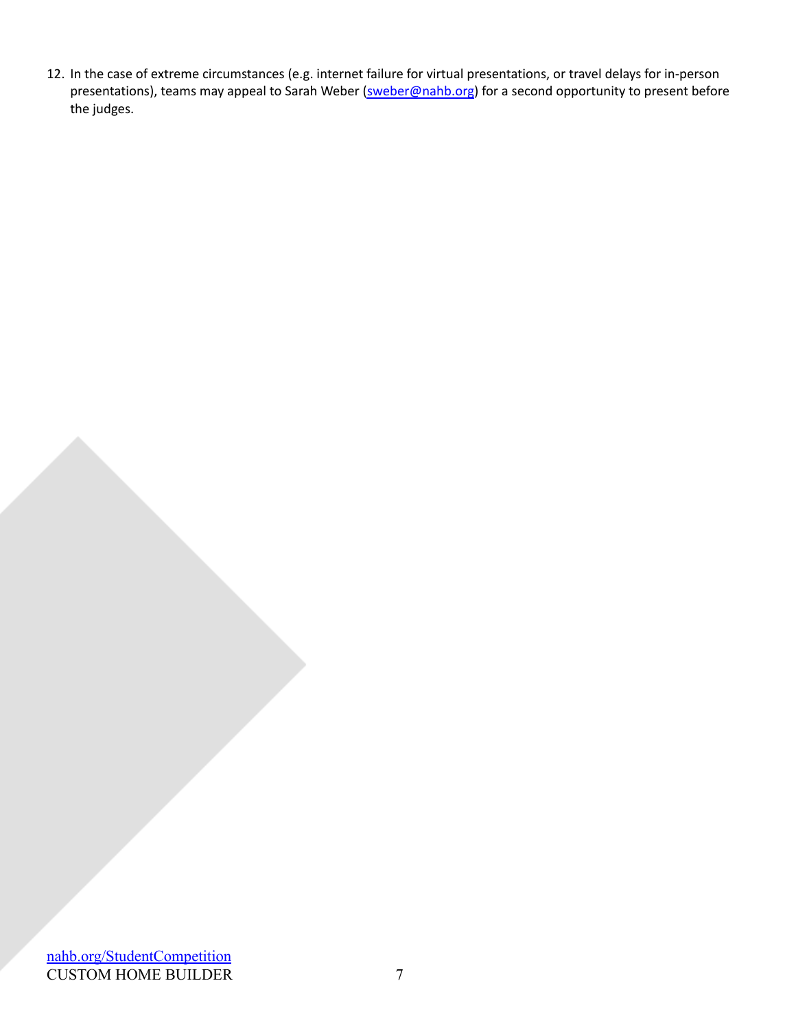12. In the case of extreme circumstances (e.g. internet failure for virtual presentations, or travel delays for in-person presentations), teams may appeal to Sarah Weber (sweber@nahb.org) for a second opportunity to present before the judges.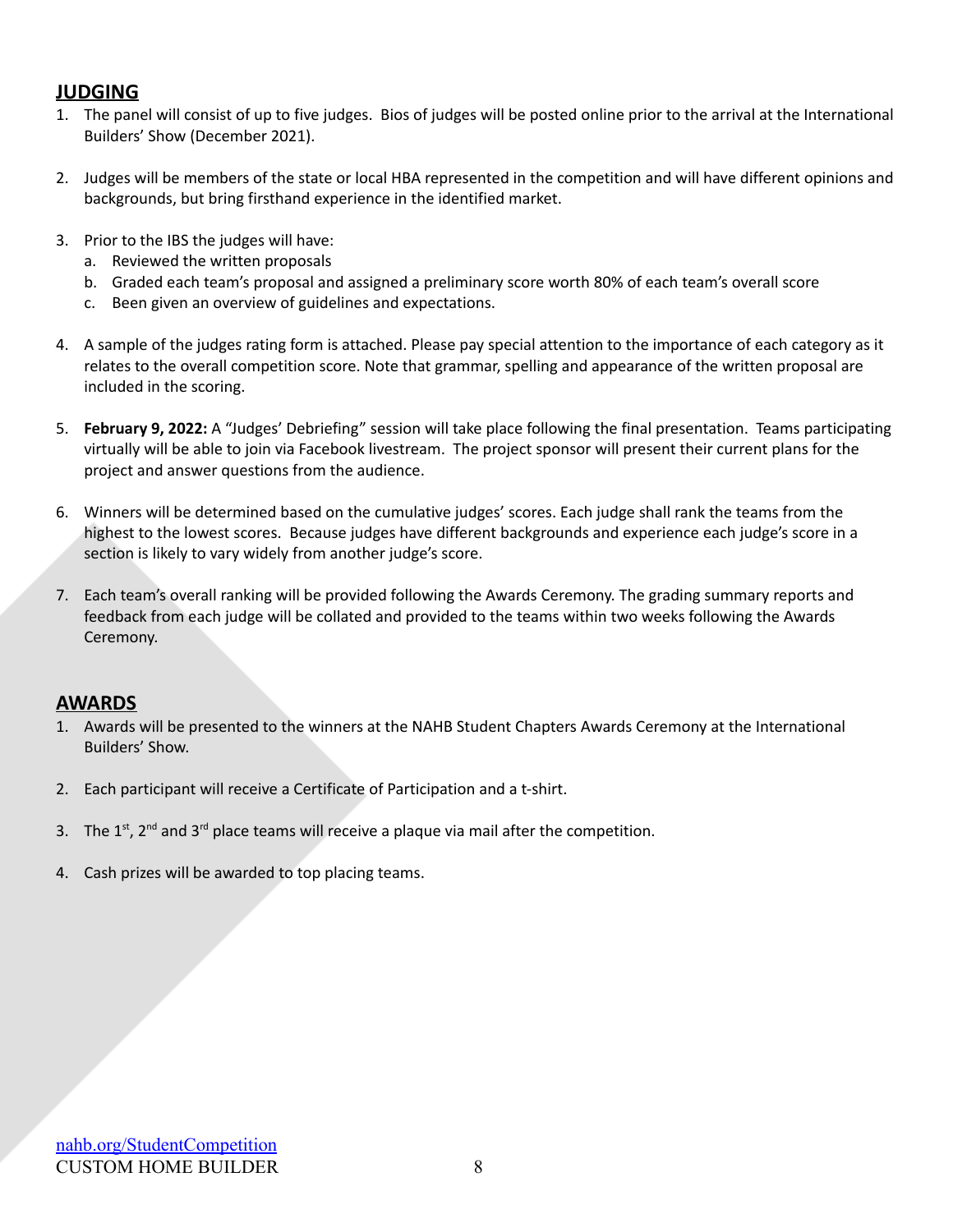## JUDGING

1. The panel will consist of up to five judges. Bios of judges will be posted online prior to the arrival at the International Builders' Show (December 2021).

2. Judges will be members of the state or local HBA represented in the competition and will have different opinions and backgrounds, but bring firsthand experience in the identified market.

3. Prior to the IBS the judges will have:
   a. Reviewed the written proposals
   b. Graded each team's proposal and assigned a preliminary score worth 80% of each team's overall score
   c. Been given an overview of guidelines and expectations.

4. A sample of the judges rating form is attached. Please pay special attention to the importance of each category as it relates to the overall competition score. Note that grammar, spelling and appearance of the written proposal are included in the scoring.

5. **February 9, 2022:** A "Judges' Debriefing" session will take place following the final presentation. Teams participating virtually will be able to join via Facebook livestream. The project sponsor will present their current plans for the project and answer questions from the audience.

6. Winners will be determined based on the cumulative judges' scores. Each judge shall rank the teams from the highest to the lowest scores. Because judges have different backgrounds and experience each judge's score in a section is likely to vary widely from another judge's score.

7. Each team's overall ranking will be provided following the Awards Ceremony. The grading summary reports and feedback from each judge will be collated and provided to the teams within two weeks following the Awards Ceremony.

## AWARDS

1. Awards will be presented to the winners at the NAHB Student Chapters Awards Ceremony at the International Builders' Show.

2. Each participant will receive a Certificate of Participation and a t-shirt.

3. The 1st, 2nd and 3rd place teams will receive a plaque via mail after the competition.

4. Cash prizes will be awarded to top placing teams.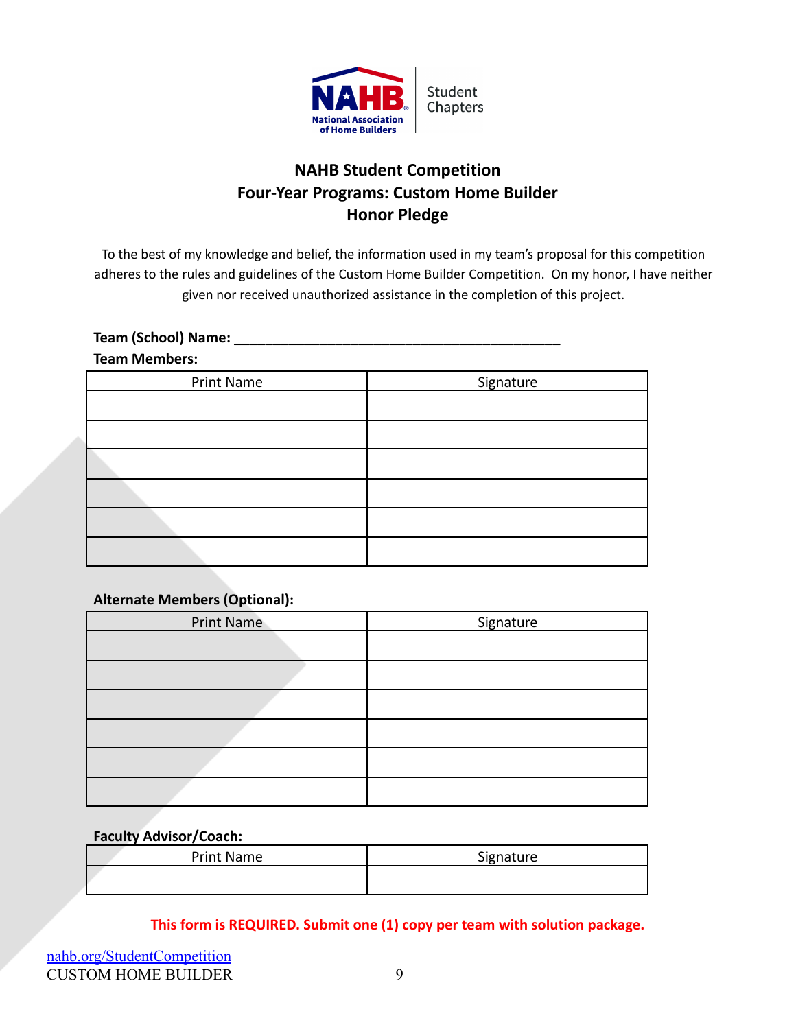# NAHB Student Competition
## Four-Year Programs: Custom Home Builder
## Honor Pledge

To the best of my knowledge and belief, the information used in my team's proposal for this competition adheres to the rules and guidelines of the Custom Home Builder Competition. On my honor, I have neither given nor received unauthorized assistance in the completion of this project.

**Team (School) Name: ___________________________________________**

**Team Members:**

| Print Name | Signature |
|---|---|
| | |
| | |
| | |
| | |
| | |
| | |

**Alternate Members (Optional):**

| Print Name | Signature |
|---|---|
| | |
| | |
| | |
| | |
| | |
| | |

**Faculty Advisor/Coach:**

| Print Name | Signature |
|---|---|
| | |

**This form is REQUIRED. Submit one (1) copy per team with solution package.**

nahb.org/StudentCompetition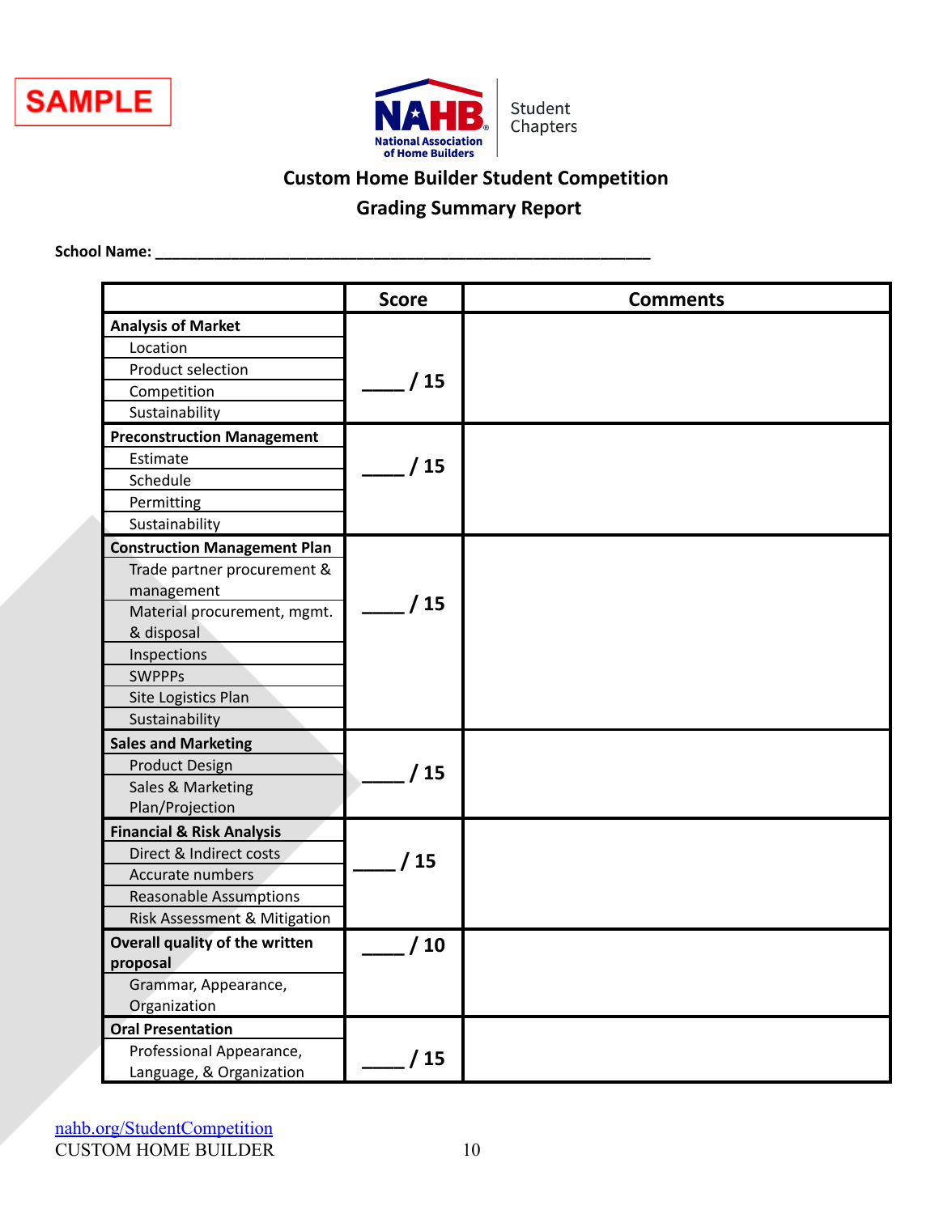SAMPLE

NAHB National Association of Home Builders | Student Chapters

## Custom Home Builder Student Competition
## Grading Summary Report

**School Name:** ____________________________________________________________

| | Score | Comments |
|---|---|---|
| **Analysis of Market**<br>Location<br>Product selection<br>Competition<br>Sustainability | ____ / 15 | |
| **Preconstruction Management**<br>Estimate<br>Schedule<br>Permitting<br>Sustainability | ____ / 15 | |
| **Construction Management Plan**<br>Trade partner procurement & management<br>Material procurement, mgmt. & disposal<br>Inspections<br>SWPPPs<br>Site Logistics Plan<br>Sustainability | ____ / 15 | |
| **Sales and Marketing**<br>Product Design<br>Sales & Marketing Plan/Projection | ____ / 15 | |
| **Financial & Risk Analysis**<br>Direct & Indirect costs<br>Accurate numbers<br>Reasonable Assumptions<br>Risk Assessment & Mitigation | ____ / 15 | |
| **Overall quality of the written proposal**<br>Grammar, Appearance, Organization | ____ / 10 | |
| **Oral Presentation**<br>Professional Appearance, Language, & Organization | ____ / 15 | |

nahb.org/StudentCompetition
CUSTOM HOME BUILDER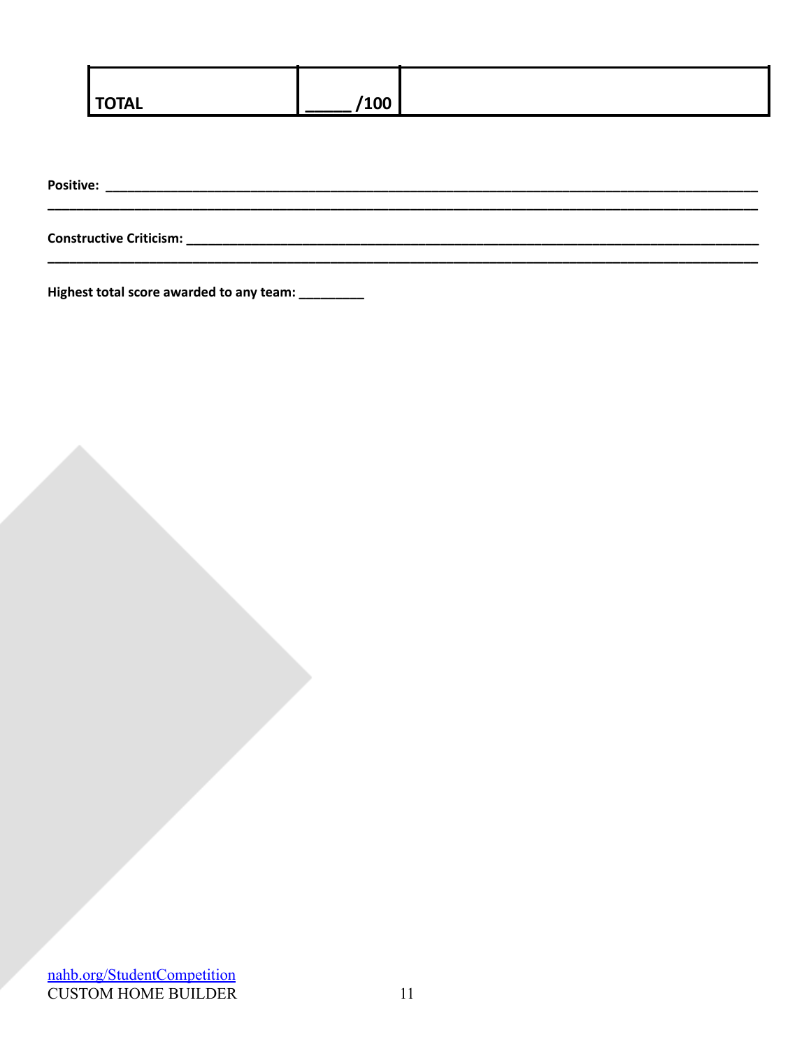| | | |
|---|---|---|
| **TOTAL** | **_____ /100** | |

**Positive:** ______________________________________________________________________________________________
______________________________________________________________________________________________________

**Constructive Criticism:** _____________________________________________________________________________
______________________________________________________________________________________________________

**Highest total score awarded to any team:** _________